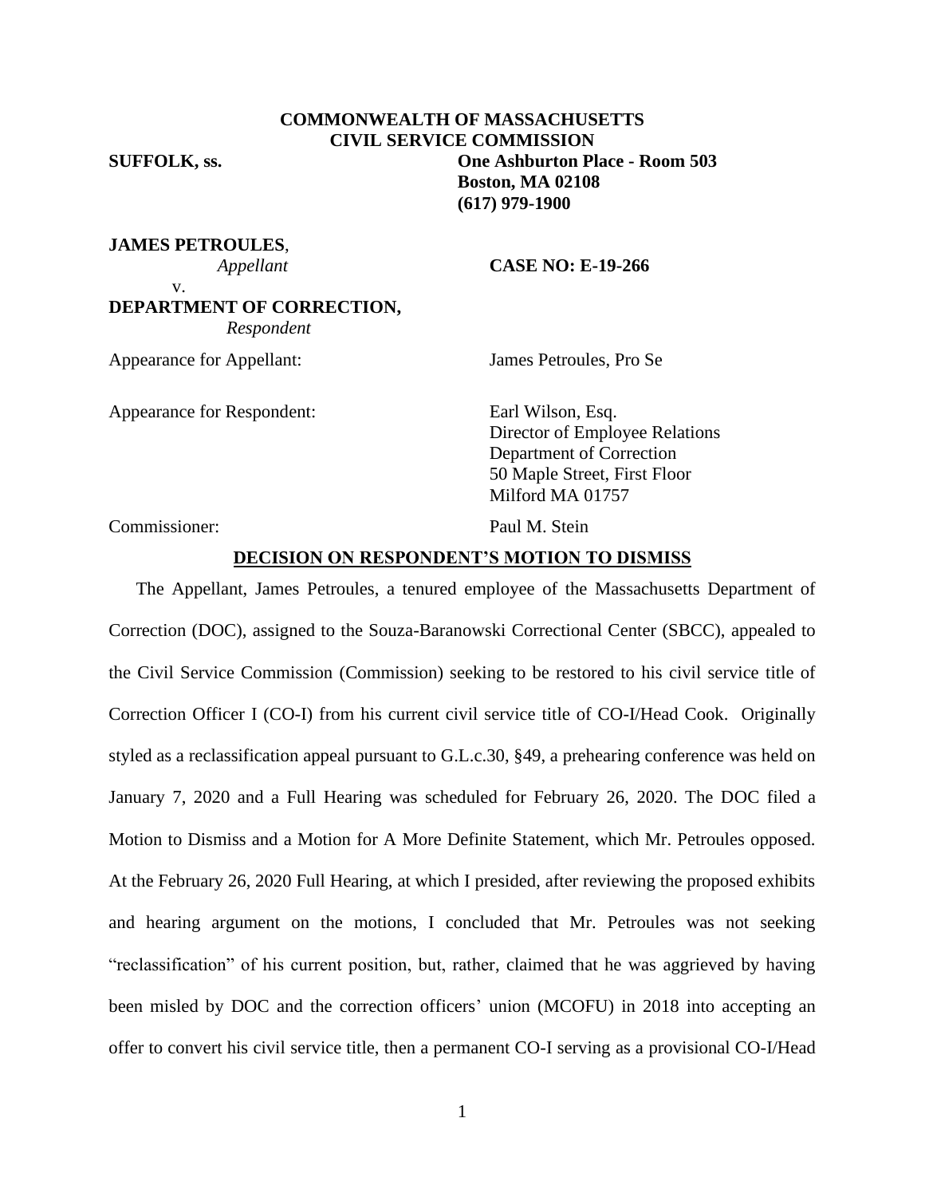**COMMONWEALTH OF MASSACHUSETTS**
**CIVIL SERVICE COMMISSION**

**SUFFOLK, ss.**

**One Ashburton Place - Room 503**
**Boston, MA 02108**
**(617) 979-1900**

**JAMES PETROULES**,
*Appellant*

v.

**DEPARTMENT OF CORRECTION,**
*Respondent*

**CASE NO: E-19-266**

Appearance for Appellant: James Petroules, Pro Se

Appearance for Respondent: Earl Wilson, Esq.
Director of Employee Relations
Department of Correction
50 Maple Street, First Floor
Milford MA 01757

Commissioner: Paul M. Stein

**DECISION ON RESPONDENT'S MOTION TO DISMISS**

The Appellant, James Petroules, a tenured employee of the Massachusetts Department of Correction (DOC), assigned to the Souza-Baranowski Correctional Center (SBCC), appealed to the Civil Service Commission (Commission) seeking to be restored to his civil service title of Correction Officer I (CO-I) from his current civil service title of CO-I/Head Cook. Originally styled as a reclassification appeal pursuant to G.L.c.30, §49, a prehearing conference was held on January 7, 2020 and a Full Hearing was scheduled for February 26, 2020. The DOC filed a Motion to Dismiss and a Motion for A More Definite Statement, which Mr. Petroules opposed. At the February 26, 2020 Full Hearing, at which I presided, after reviewing the proposed exhibits and hearing argument on the motions, I concluded that Mr. Petroules was not seeking "reclassification" of his current position, but, rather, claimed that he was aggrieved by having been misled by DOC and the correction officers' union (MCOFU) in 2018 into accepting an offer to convert his civil service title, then a permanent CO-I serving as a provisional CO-I/Head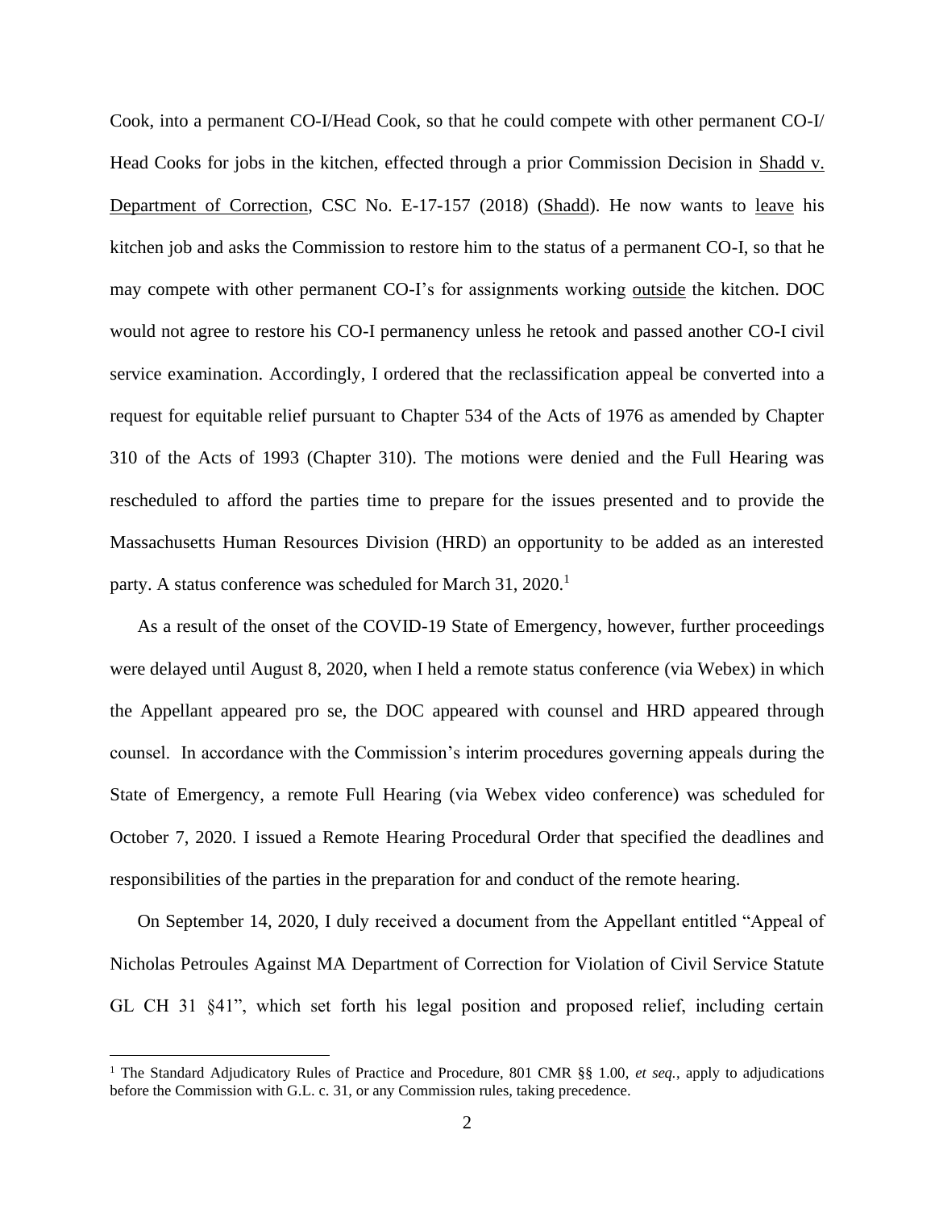Cook, into a permanent CO-I/Head Cook, so that he could compete with other permanent CO-I/ Head Cooks for jobs in the kitchen, effected through a prior Commission Decision in Shadd v. Department of Correction, CSC No. E-17-157 (2018) (Shadd). He now wants to leave his kitchen job and asks the Commission to restore him to the status of a permanent CO-I, so that he may compete with other permanent CO-I's for assignments working outside the kitchen. DOC would not agree to restore his CO-I permanency unless he retook and passed another CO-I civil service examination. Accordingly, I ordered that the reclassification appeal be converted into a request for equitable relief pursuant to Chapter 534 of the Acts of 1976 as amended by Chapter 310 of the Acts of 1993 (Chapter 310). The motions were denied and the Full Hearing was rescheduled to afford the parties time to prepare for the issues presented and to provide the Massachusetts Human Resources Division (HRD) an opportunity to be added as an interested party. A status conference was scheduled for March 31, 2020.[1]

As a result of the onset of the COVID-19 State of Emergency, however, further proceedings were delayed until August 8, 2020, when I held a remote status conference (via Webex) in which the Appellant appeared pro se, the DOC appeared with counsel and HRD appeared through counsel. In accordance with the Commission's interim procedures governing appeals during the State of Emergency, a remote Full Hearing (via Webex video conference) was scheduled for October 7, 2020. I issued a Remote Hearing Procedural Order that specified the deadlines and responsibilities of the parties in the preparation for and conduct of the remote hearing.

On September 14, 2020, I duly received a document from the Appellant entitled "Appeal of Nicholas Petroules Against MA Department of Correction for Violation of Civil Service Statute GL CH 31 §41", which set forth his legal position and proposed relief, including certain

[1] The Standard Adjudicatory Rules of Practice and Procedure, 801 CMR §§ 1.00, *et seq.*, apply to adjudications before the Commission with G.L. c. 31, or any Commission rules, taking precedence.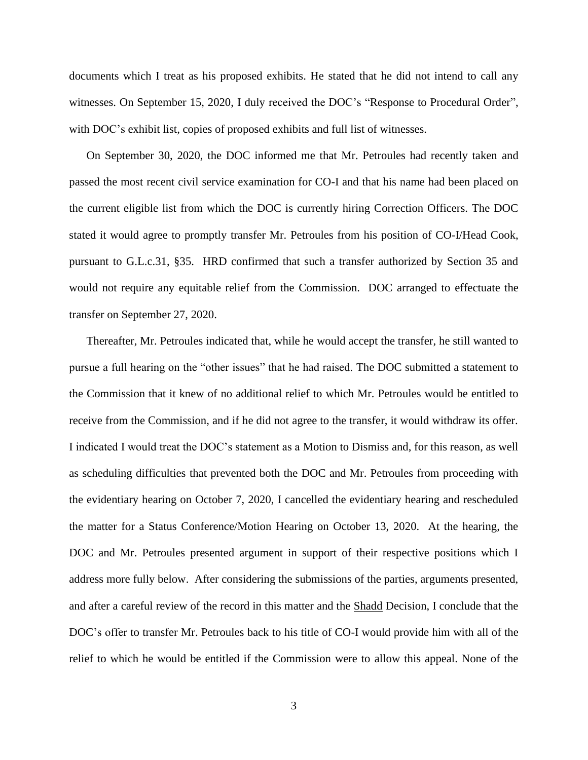documents which I treat as his proposed exhibits. He stated that he did not intend to call any witnesses. On September 15, 2020, I duly received the DOC's "Response to Procedural Order", with DOC's exhibit list, copies of proposed exhibits and full list of witnesses.

On September 30, 2020, the DOC informed me that Mr. Petroules had recently taken and passed the most recent civil service examination for CO-I and that his name had been placed on the current eligible list from which the DOC is currently hiring Correction Officers. The DOC stated it would agree to promptly transfer Mr. Petroules from his position of CO-I/Head Cook, pursuant to G.L.c.31, §35. HRD confirmed that such a transfer authorized by Section 35 and would not require any equitable relief from the Commission. DOC arranged to effectuate the transfer on September 27, 2020.

Thereafter, Mr. Petroules indicated that, while he would accept the transfer, he still wanted to pursue a full hearing on the "other issues" that he had raised. The DOC submitted a statement to the Commission that it knew of no additional relief to which Mr. Petroules would be entitled to receive from the Commission, and if he did not agree to the transfer, it would withdraw its offer. I indicated I would treat the DOC's statement as a Motion to Dismiss and, for this reason, as well as scheduling difficulties that prevented both the DOC and Mr. Petroules from proceeding with the evidentiary hearing on October 7, 2020, I cancelled the evidentiary hearing and rescheduled the matter for a Status Conference/Motion Hearing on October 13, 2020. At the hearing, the DOC and Mr. Petroules presented argument in support of their respective positions which I address more fully below. After considering the submissions of the parties, arguments presented, and after a careful review of the record in this matter and the Shadd Decision, I conclude that the DOC's offer to transfer Mr. Petroules back to his title of CO-I would provide him with all of the relief to which he would be entitled if the Commission were to allow this appeal. None of the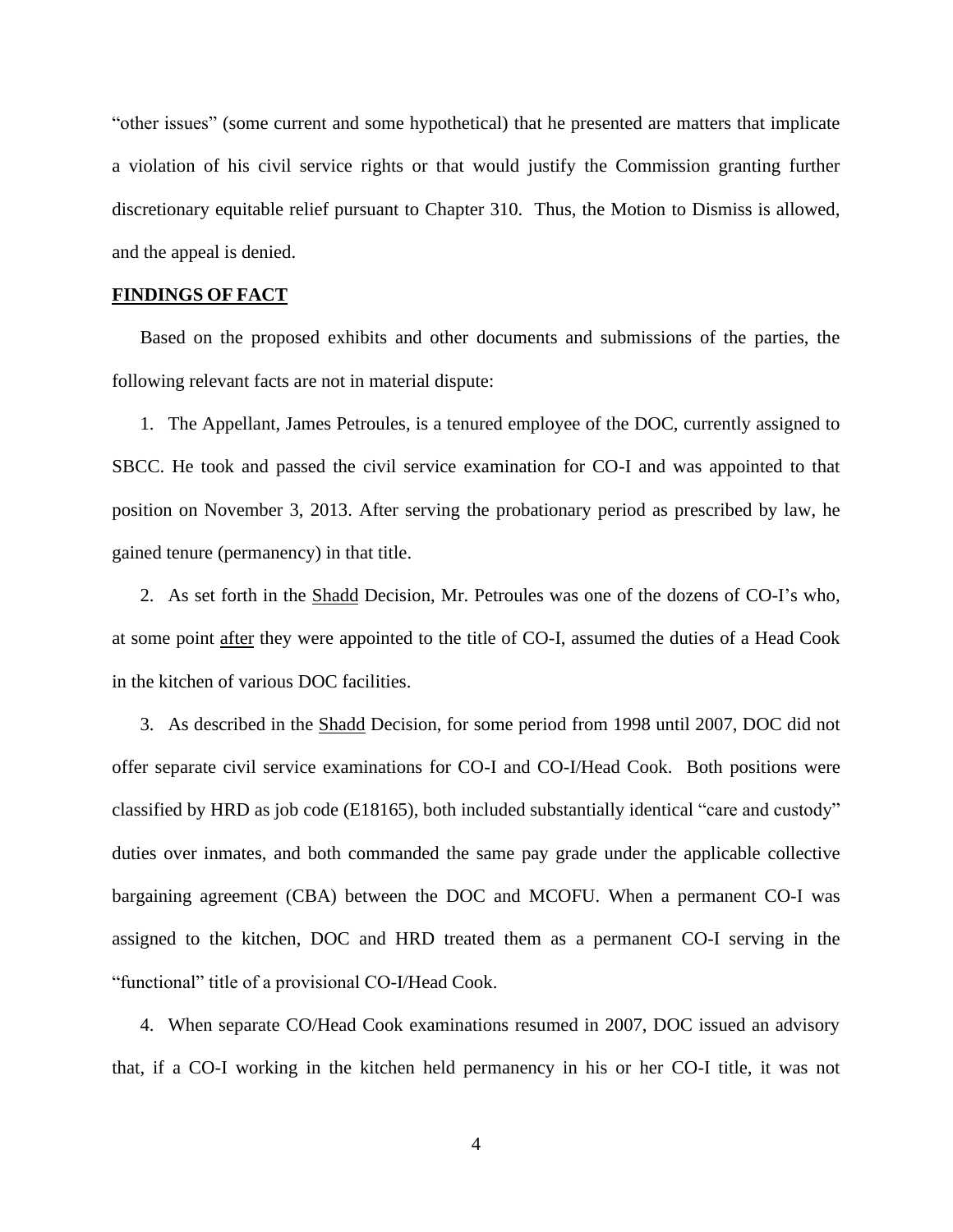"other issues" (some current and some hypothetical) that he presented are matters that implicate a violation of his civil service rights or that would justify the Commission granting further discretionary equitable relief pursuant to Chapter 310. Thus, the Motion to Dismiss is allowed, and the appeal is denied.

**FINDINGS OF FACT**

Based on the proposed exhibits and other documents and submissions of the parties, the following relevant facts are not in material dispute:

1. The Appellant, James Petroules, is a tenured employee of the DOC, currently assigned to SBCC. He took and passed the civil service examination for CO-I and was appointed to that position on November 3, 2013. After serving the probationary period as prescribed by law, he gained tenure (permanency) in that title.

2. As set forth in the Shadd Decision, Mr. Petroules was one of the dozens of CO-I's who, at some point after they were appointed to the title of CO-I, assumed the duties of a Head Cook in the kitchen of various DOC facilities.

3. As described in the Shadd Decision, for some period from 1998 until 2007, DOC did not offer separate civil service examinations for CO-I and CO-I/Head Cook. Both positions were classified by HRD as job code (E18165), both included substantially identical "care and custody" duties over inmates, and both commanded the same pay grade under the applicable collective bargaining agreement (CBA) between the DOC and MCOFU. When a permanent CO-I was assigned to the kitchen, DOC and HRD treated them as a permanent CO-I serving in the "functional" title of a provisional CO-I/Head Cook.

4. When separate CO/Head Cook examinations resumed in 2007, DOC issued an advisory that, if a CO-I working in the kitchen held permanency in his or her CO-I title, it was not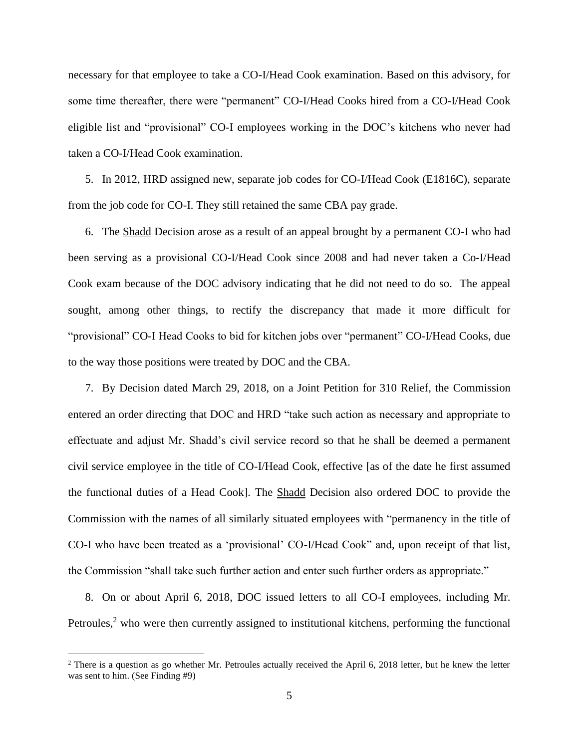necessary for that employee to take a CO-I/Head Cook examination. Based on this advisory, for some time thereafter, there were "permanent" CO-I/Head Cooks hired from a CO-I/Head Cook eligible list and "provisional" CO-I employees working in the DOC's kitchens who never had taken a CO-I/Head Cook examination.

5. In 2012, HRD assigned new, separate job codes for CO-I/Head Cook (E1816C), separate from the job code for CO-I. They still retained the same CBA pay grade.

6. The Shadd Decision arose as a result of an appeal brought by a permanent CO-I who had been serving as a provisional CO-I/Head Cook since 2008 and had never taken a Co-I/Head Cook exam because of the DOC advisory indicating that he did not need to do so. The appeal sought, among other things, to rectify the discrepancy that made it more difficult for "provisional" CO-I Head Cooks to bid for kitchen jobs over "permanent" CO-I/Head Cooks, due to the way those positions were treated by DOC and the CBA.

7. By Decision dated March 29, 2018, on a Joint Petition for 310 Relief, the Commission entered an order directing that DOC and HRD "take such action as necessary and appropriate to effectuate and adjust Mr. Shadd's civil service record so that he shall be deemed a permanent civil service employee in the title of CO-I/Head Cook, effective [as of the date he first assumed the functional duties of a Head Cook]. The Shadd Decision also ordered DOC to provide the Commission with the names of all similarly situated employees with "permanency in the title of CO-I who have been treated as a 'provisional' CO-I/Head Cook" and, upon receipt of that list, the Commission "shall take such further action and enter such further orders as appropriate."

8. On or about April 6, 2018, DOC issued letters to all CO-I employees, including Mr. Petroules,[2] who were then currently assigned to institutional kitchens, performing the functional

[2] There is a question as go whether Mr. Petroules actually received the April 6, 2018 letter, but he knew the letter was sent to him. (See Finding #9)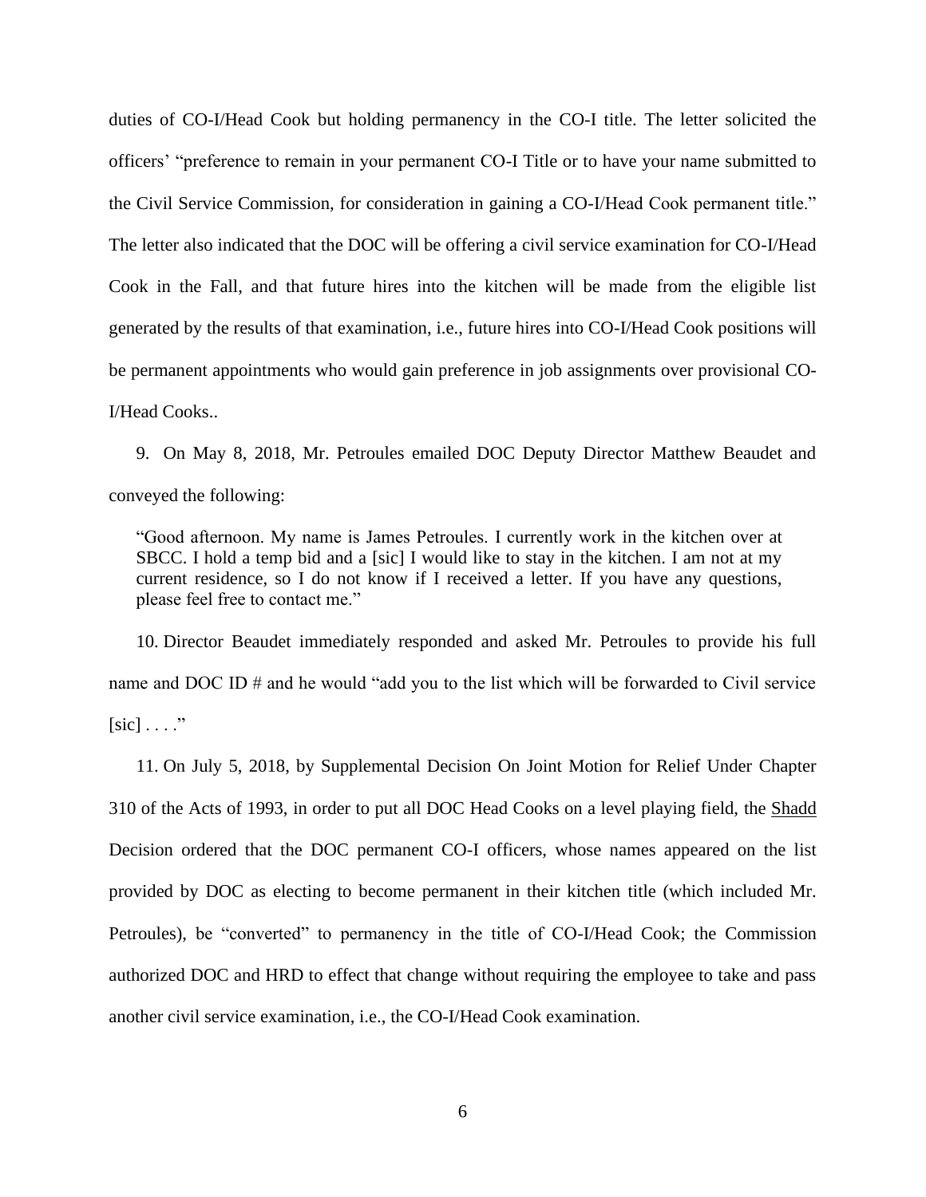duties of CO-I/Head Cook but holding permanency in the CO-I title. The letter solicited the officers' "preference to remain in your permanent CO-I Title or to have your name submitted to the Civil Service Commission, for consideration in gaining a CO-I/Head Cook permanent title." The letter also indicated that the DOC will be offering a civil service examination for CO-I/Head Cook in the Fall, and that future hires into the kitchen will be made from the eligible list generated by the results of that examination, i.e., future hires into CO-I/Head Cook positions will be permanent appointments who would gain preference in job assignments over provisional CO-I/Head Cooks..

9. On May 8, 2018, Mr. Petroules emailed DOC Deputy Director Matthew Beaudet and conveyed the following:

> "Good afternoon. My name is James Petroules. I currently work in the kitchen over at SBCC. I hold a temp bid and a [sic] I would like to stay in the kitchen. I am not at my current residence, so I do not know if I received a letter. If you have any questions, please feel free to contact me."

10. Director Beaudet immediately responded and asked Mr. Petroules to provide his full name and DOC ID # and he would "add you to the list which will be forwarded to Civil service [sic] . . . ."

11. On July 5, 2018, by Supplemental Decision On Joint Motion for Relief Under Chapter 310 of the Acts of 1993, in order to put all DOC Head Cooks on a level playing field, the Shadd Decision ordered that the DOC permanent CO-I officers, whose names appeared on the list provided by DOC as electing to become permanent in their kitchen title (which included Mr. Petroules), be "converted" to permanency in the title of CO-I/Head Cook; the Commission authorized DOC and HRD to effect that change without requiring the employee to take and pass another civil service examination, i.e., the CO-I/Head Cook examination.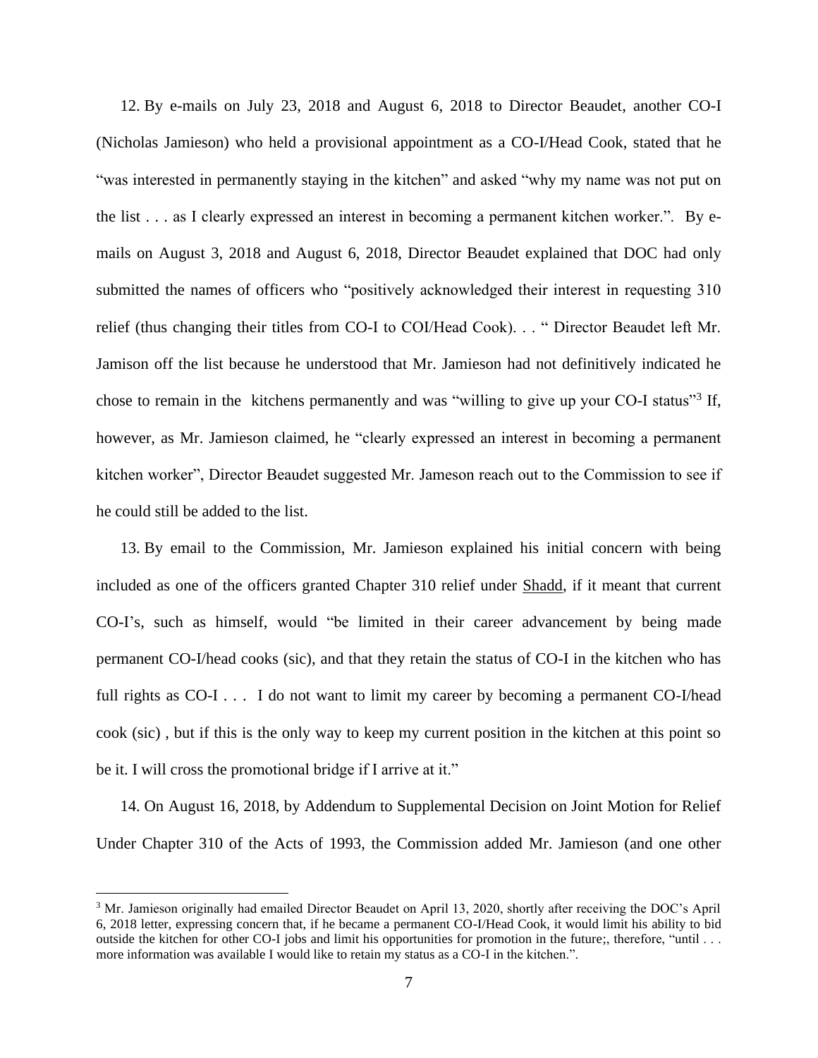12. By e-mails on July 23, 2018 and August 6, 2018 to Director Beaudet, another CO-I (Nicholas Jamieson) who held a provisional appointment as a CO-I/Head Cook, stated that he "was interested in permanently staying in the kitchen" and asked "why my name was not put on the list . . . as I clearly expressed an interest in becoming a permanent kitchen worker.". By e-mails on August 3, 2018 and August 6, 2018, Director Beaudet explained that DOC had only submitted the names of officers who "positively acknowledged their interest in requesting 310 relief (thus changing their titles from CO-I to COI/Head Cook). . . " Director Beaudet left Mr. Jamison off the list because he understood that Mr. Jamieson had not definitively indicated he chose to remain in the kitchens permanently and was "willing to give up your CO-I status"[3] If, however, as Mr. Jamieson claimed, he "clearly expressed an interest in becoming a permanent kitchen worker", Director Beaudet suggested Mr. Jameson reach out to the Commission to see if he could still be added to the list.

13. By email to the Commission, Mr. Jamieson explained his initial concern with being included as one of the officers granted Chapter 310 relief under <u>Shadd</u>, if it meant that current CO-I's, such as himself, would "be limited in their career advancement by being made permanent CO-I/head cooks (sic), and that they retain the status of CO-I in the kitchen who has full rights as CO-I . . . I do not want to limit my career by becoming a permanent CO-I/head cook (sic) , but if this is the only way to keep my current position in the kitchen at this point so be it. I will cross the promotional bridge if I arrive at it."

14. On August 16, 2018, by Addendum to Supplemental Decision on Joint Motion for Relief Under Chapter 310 of the Acts of 1993, the Commission added Mr. Jamieson (and one other

---

[3] Mr. Jamieson originally had emailed Director Beaudet on April 13, 2020, shortly after receiving the DOC's April 6, 2018 letter, expressing concern that, if he became a permanent CO-I/Head Cook, it would limit his ability to bid outside the kitchen for other CO-I jobs and limit his opportunities for promotion in the future;, therefore, "until . . . more information was available I would like to retain my status as a CO-I in the kitchen.".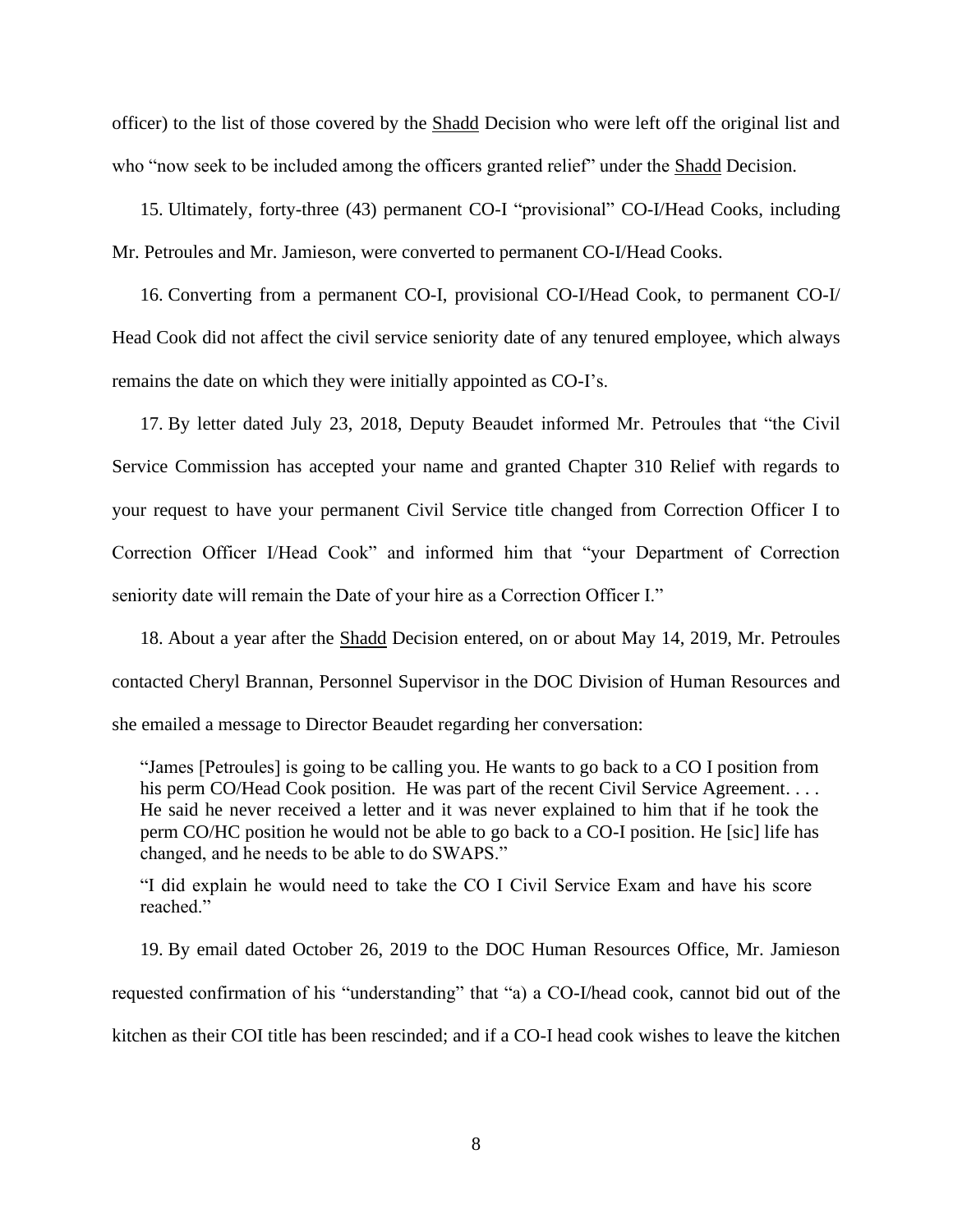officer) to the list of those covered by the <u>Shadd</u> Decision who were left off the original list and who "now seek to be included among the officers granted relief" under the <u>Shadd</u> Decision.

15. Ultimately, forty-three (43) permanent CO-I "provisional" CO-I/Head Cooks, including Mr. Petroules and Mr. Jamieson, were converted to permanent CO-I/Head Cooks.

16. Converting from a permanent CO-I, provisional CO-I/Head Cook, to permanent CO-I/ Head Cook did not affect the civil service seniority date of any tenured employee, which always remains the date on which they were initially appointed as CO-I's.

17. By letter dated July 23, 2018, Deputy Beaudet informed Mr. Petroules that "the Civil Service Commission has accepted your name and granted Chapter 310 Relief with regards to your request to have your permanent Civil Service title changed from Correction Officer I to Correction Officer I/Head Cook" and informed him that "your Department of Correction seniority date will remain the Date of your hire as a Correction Officer I."

18. About a year after the <u>Shadd</u> Decision entered, on or about May 14, 2019, Mr. Petroules contacted Cheryl Brannan, Personnel Supervisor in the DOC Division of Human Resources and she emailed a message to Director Beaudet regarding her conversation:

> "James [Petroules] is going to be calling you. He wants to go back to a CO I position from his perm CO/Head Cook position. He was part of the recent Civil Service Agreement. . . . He said he never received a letter and it was never explained to him that if he took the perm CO/HC position he would not be able to go back to a CO-I position. He [sic] life has changed, and he needs to be able to do SWAPS."
>
> "I did explain he would need to take the CO I Civil Service Exam and have his score reached."

19. By email dated October 26, 2019 to the DOC Human Resources Office, Mr. Jamieson requested confirmation of his "understanding" that "a) a CO-I/head cook, cannot bid out of the kitchen as their COI title has been rescinded; and if a CO-I head cook wishes to leave the kitchen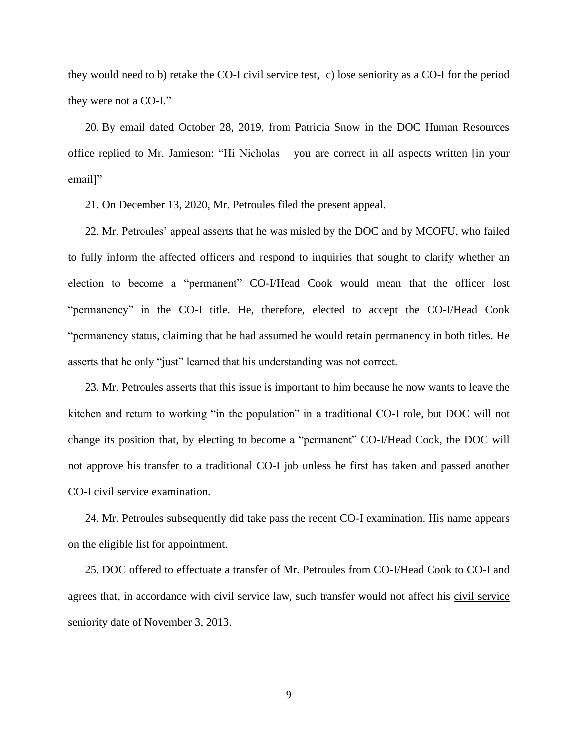they would need to b) retake the CO-I civil service test, c) lose seniority as a CO-I for the period they were not a CO-I."

20. By email dated October 28, 2019, from Patricia Snow in the DOC Human Resources office replied to Mr. Jamieson: "Hi Nicholas – you are correct in all aspects written [in your email]"

21. On December 13, 2020, Mr. Petroules filed the present appeal.

22. Mr. Petroules' appeal asserts that he was misled by the DOC and by MCOFU, who failed to fully inform the affected officers and respond to inquiries that sought to clarify whether an election to become a "permanent" CO-I/Head Cook would mean that the officer lost "permanency" in the CO-I title. He, therefore, elected to accept the CO-I/Head Cook "permanency status, claiming that he had assumed he would retain permanency in both titles. He asserts that he only "just" learned that his understanding was not correct.

23. Mr. Petroules asserts that this issue is important to him because he now wants to leave the kitchen and return to working "in the population" in a traditional CO-I role, but DOC will not change its position that, by electing to become a "permanent" CO-I/Head Cook, the DOC will not approve his transfer to a traditional CO-I job unless he first has taken and passed another CO-I civil service examination.

24. Mr. Petroules subsequently did take pass the recent CO-I examination. His name appears on the eligible list for appointment.

25. DOC offered to effectuate a transfer of Mr. Petroules from CO-I/Head Cook to CO-I and agrees that, in accordance with civil service law, such transfer would not affect his <u>civil service</u> seniority date of November 3, 2013.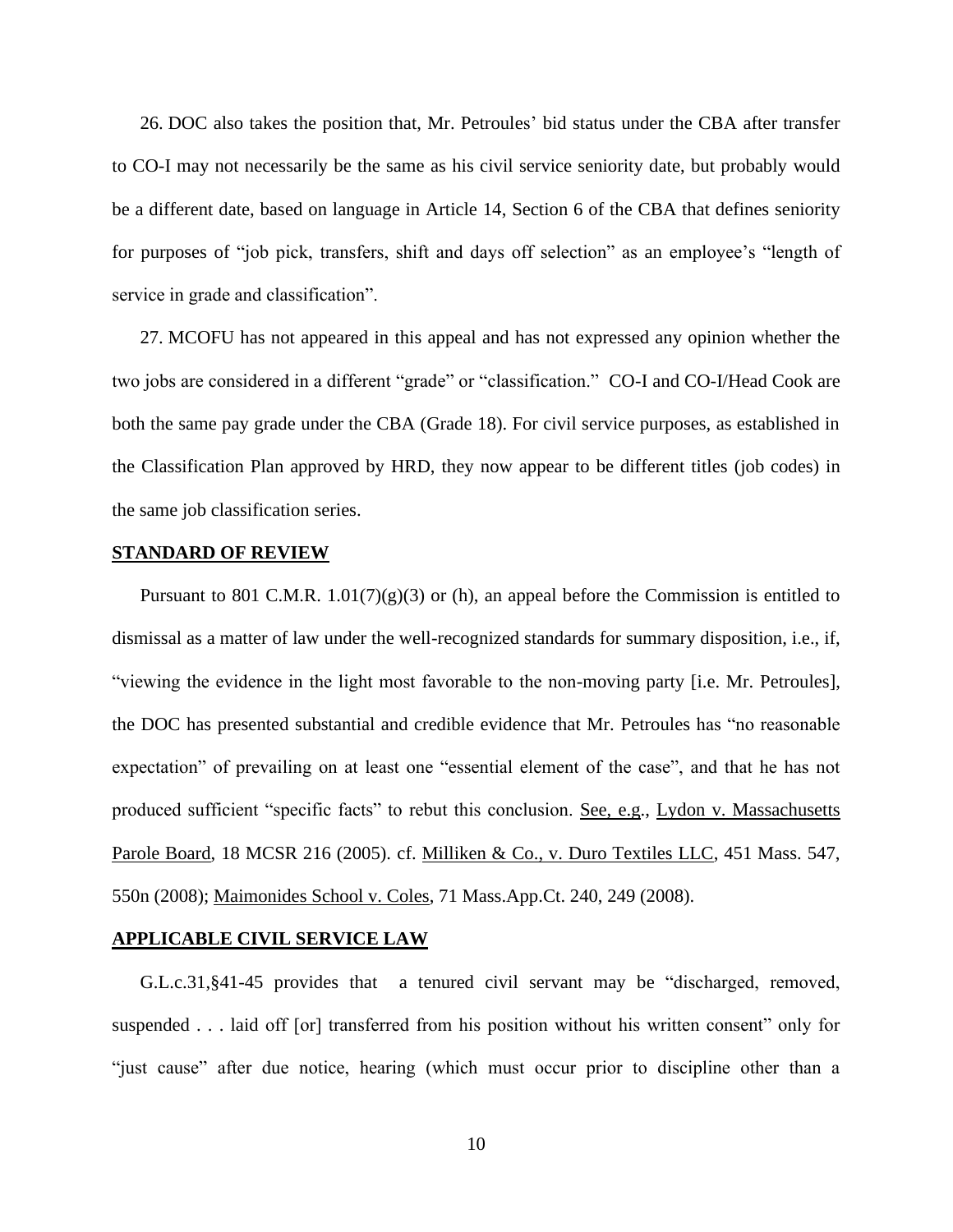26. DOC also takes the position that, Mr. Petroules' bid status under the CBA after transfer to CO-I may not necessarily be the same as his civil service seniority date, but probably would be a different date, based on language in Article 14, Section 6 of the CBA that defines seniority for purposes of "job pick, transfers, shift and days off selection" as an employee's "length of service in grade and classification".

27. MCOFU has not appeared in this appeal and has not expressed any opinion whether the two jobs are considered in a different "grade" or "classification." CO-I and CO-I/Head Cook are both the same pay grade under the CBA (Grade 18). For civil service purposes, as established in the Classification Plan approved by HRD, they now appear to be different titles (job codes) in the same job classification series.

## STANDARD OF REVIEW

Pursuant to 801 C.M.R. 1.01(7)(g)(3) or (h), an appeal before the Commission is entitled to dismissal as a matter of law under the well-recognized standards for summary disposition, i.e., if, "viewing the evidence in the light most favorable to the non-moving party [i.e. Mr. Petroules], the DOC has presented substantial and credible evidence that Mr. Petroules has "no reasonable expectation" of prevailing on at least one "essential element of the case", and that he has not produced sufficient "specific facts" to rebut this conclusion. See, e.g., Lydon v. Massachusetts Parole Board, 18 MCSR 216 (2005). cf. Milliken & Co., v. Duro Textiles LLC, 451 Mass. 547, 550n (2008); Maimonides School v. Coles, 71 Mass.App.Ct. 240, 249 (2008).

## APPLICABLE CIVIL SERVICE LAW

G.L.c.31,§41-45 provides that a tenured civil servant may be "discharged, removed, suspended . . . laid off [or] transferred from his position without his written consent" only for "just cause" after due notice, hearing (which must occur prior to discipline other than a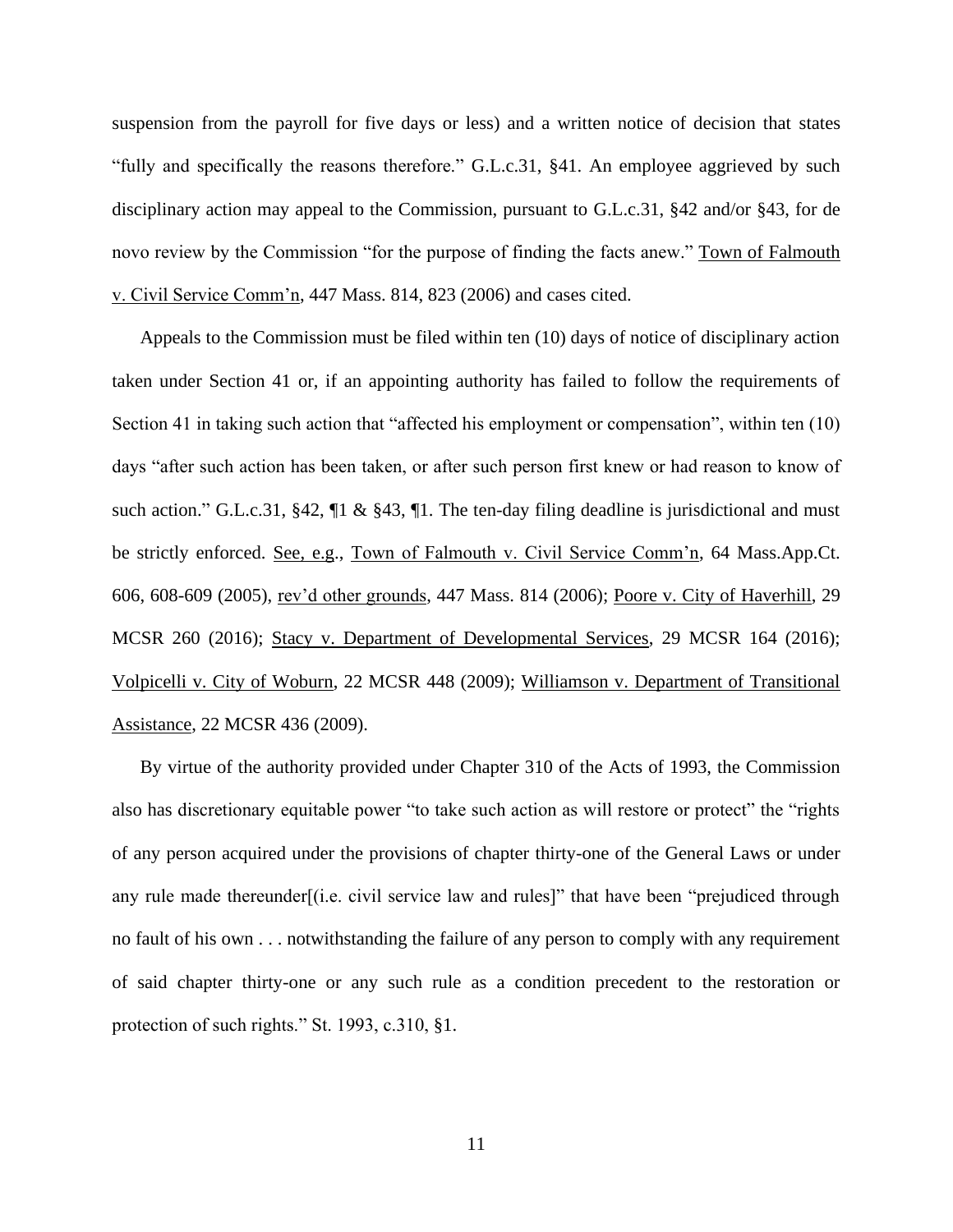suspension from the payroll for five days or less) and a written notice of decision that states "fully and specifically the reasons therefore." G.L.c.31, §41. An employee aggrieved by such disciplinary action may appeal to the Commission, pursuant to G.L.c.31, §42 and/or §43, for de novo review by the Commission "for the purpose of finding the facts anew." Town of Falmouth v. Civil Service Comm'n, 447 Mass. 814, 823 (2006) and cases cited.

Appeals to the Commission must be filed within ten (10) days of notice of disciplinary action taken under Section 41 or, if an appointing authority has failed to follow the requirements of Section 41 in taking such action that "affected his employment or compensation", within ten (10) days "after such action has been taken, or after such person first knew or had reason to know of such action." G.L.c.31, §42, ¶1 & §43, ¶1. The ten-day filing deadline is jurisdictional and must be strictly enforced. See, e.g., Town of Falmouth v. Civil Service Comm'n, 64 Mass.App.Ct. 606, 608-609 (2005), rev'd other grounds, 447 Mass. 814 (2006); Poore v. City of Haverhill, 29 MCSR 260 (2016); Stacy v. Department of Developmental Services, 29 MCSR 164 (2016); Volpicelli v. City of Woburn, 22 MCSR 448 (2009); Williamson v. Department of Transitional Assistance, 22 MCSR 436 (2009).

By virtue of the authority provided under Chapter 310 of the Acts of 1993, the Commission also has discretionary equitable power "to take such action as will restore or protect" the "rights of any person acquired under the provisions of chapter thirty-one of the General Laws or under any rule made thereunder[(i.e. civil service law and rules]" that have been "prejudiced through no fault of his own . . . notwithstanding the failure of any person to comply with any requirement of said chapter thirty-one or any such rule as a condition precedent to the restoration or protection of such rights." St. 1993, c.310, §1.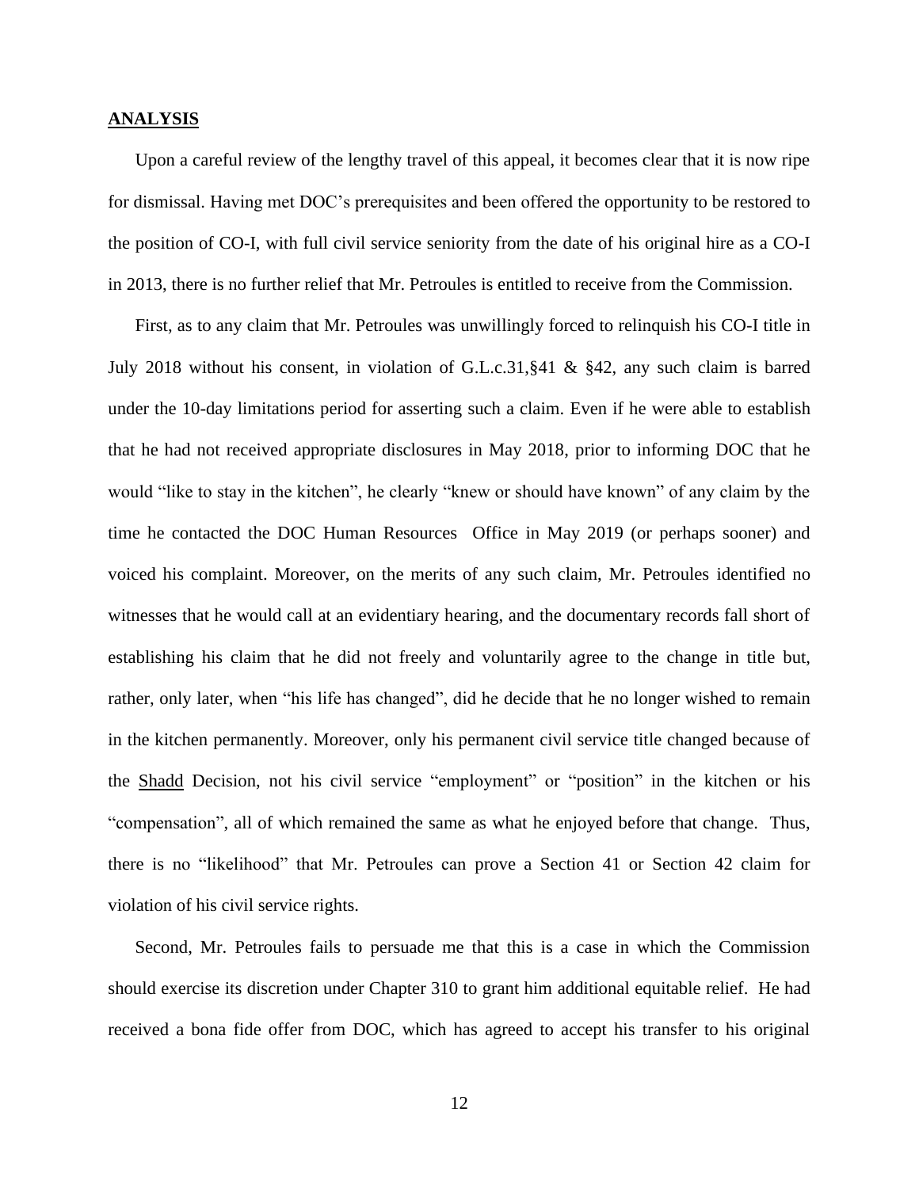**ANALYSIS**

Upon a careful review of the lengthy travel of this appeal, it becomes clear that it is now ripe for dismissal. Having met DOC's prerequisites and been offered the opportunity to be restored to the position of CO-I, with full civil service seniority from the date of his original hire as a CO-I in 2013, there is no further relief that Mr. Petroules is entitled to receive from the Commission.

First, as to any claim that Mr. Petroules was unwillingly forced to relinquish his CO-I title in July 2018 without his consent, in violation of G.L.c.31,§41 & §42, any such claim is barred under the 10-day limitations period for asserting such a claim. Even if he were able to establish that he had not received appropriate disclosures in May 2018, prior to informing DOC that he would "like to stay in the kitchen", he clearly "knew or should have known" of any claim by the time he contacted the DOC Human Resources Office in May 2019 (or perhaps sooner) and voiced his complaint. Moreover, on the merits of any such claim, Mr. Petroules identified no witnesses that he would call at an evidentiary hearing, and the documentary records fall short of establishing his claim that he did not freely and voluntarily agree to the change in title but, rather, only later, when "his life has changed", did he decide that he no longer wished to remain in the kitchen permanently. Moreover, only his permanent civil service title changed because of the Shadd Decision, not his civil service "employment" or "position" in the kitchen or his "compensation", all of which remained the same as what he enjoyed before that change. Thus, there is no "likelihood" that Mr. Petroules can prove a Section 41 or Section 42 claim for violation of his civil service rights.

Second, Mr. Petroules fails to persuade me that this is a case in which the Commission should exercise its discretion under Chapter 310 to grant him additional equitable relief. He had received a bona fide offer from DOC, which has agreed to accept his transfer to his original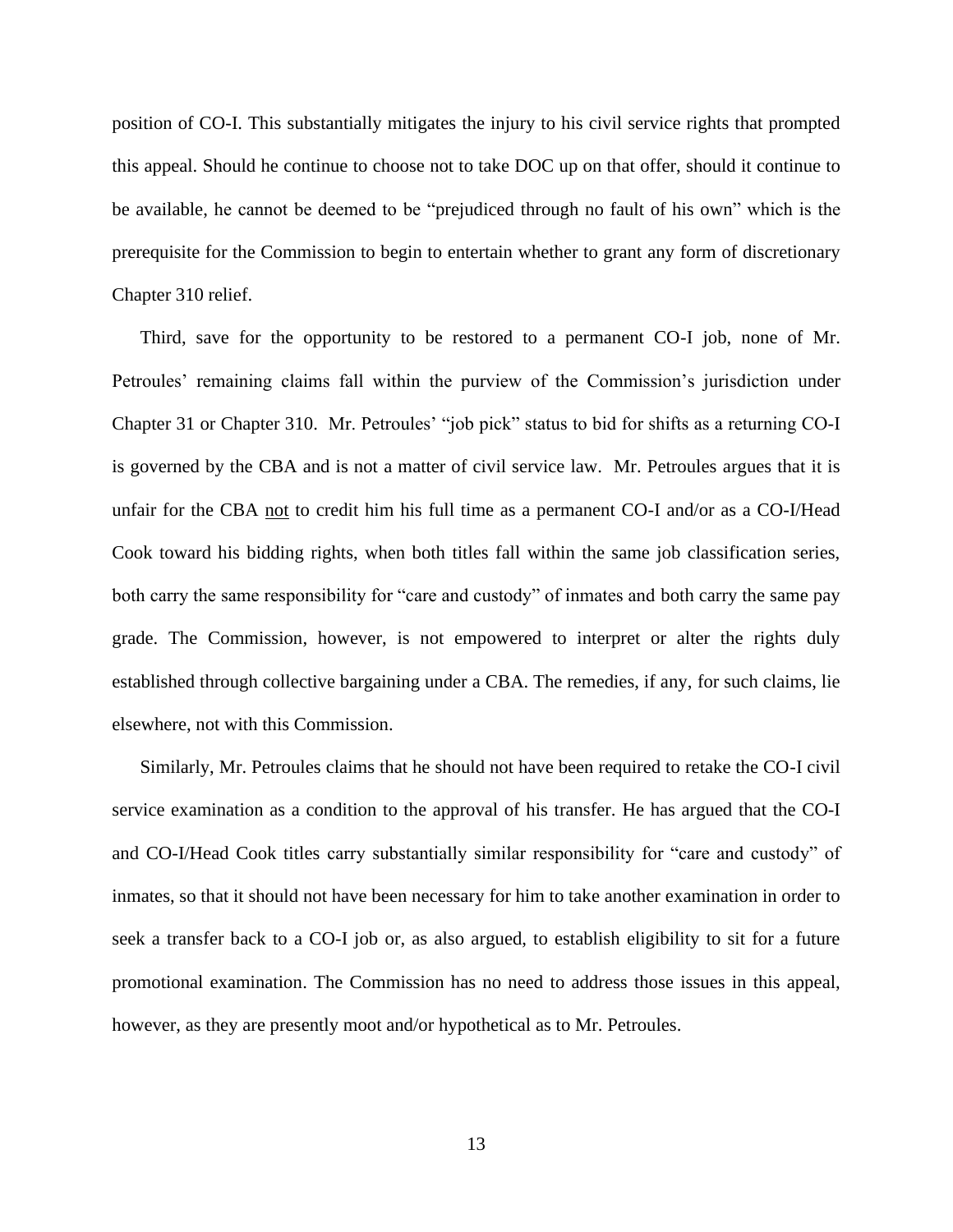position of CO-I. This substantially mitigates the injury to his civil service rights that prompted this appeal. Should he continue to choose not to take DOC up on that offer, should it continue to be available, he cannot be deemed to be "prejudiced through no fault of his own" which is the prerequisite for the Commission to begin to entertain whether to grant any form of discretionary Chapter 310 relief.

Third, save for the opportunity to be restored to a permanent CO-I job, none of Mr. Petroules' remaining claims fall within the purview of the Commission's jurisdiction under Chapter 31 or Chapter 310. Mr. Petroules' "job pick" status to bid for shifts as a returning CO-I is governed by the CBA and is not a matter of civil service law. Mr. Petroules argues that it is unfair for the CBA <u>not</u> to credit him his full time as a permanent CO-I and/or as a CO-I/Head Cook toward his bidding rights, when both titles fall within the same job classification series, both carry the same responsibility for "care and custody" of inmates and both carry the same pay grade. The Commission, however, is not empowered to interpret or alter the rights duly established through collective bargaining under a CBA. The remedies, if any, for such claims, lie elsewhere, not with this Commission.

Similarly, Mr. Petroules claims that he should not have been required to retake the CO-I civil service examination as a condition to the approval of his transfer. He has argued that the CO-I and CO-I/Head Cook titles carry substantially similar responsibility for "care and custody" of inmates, so that it should not have been necessary for him to take another examination in order to seek a transfer back to a CO-I job or, as also argued, to establish eligibility to sit for a future promotional examination. The Commission has no need to address those issues in this appeal, however, as they are presently moot and/or hypothetical as to Mr. Petroules.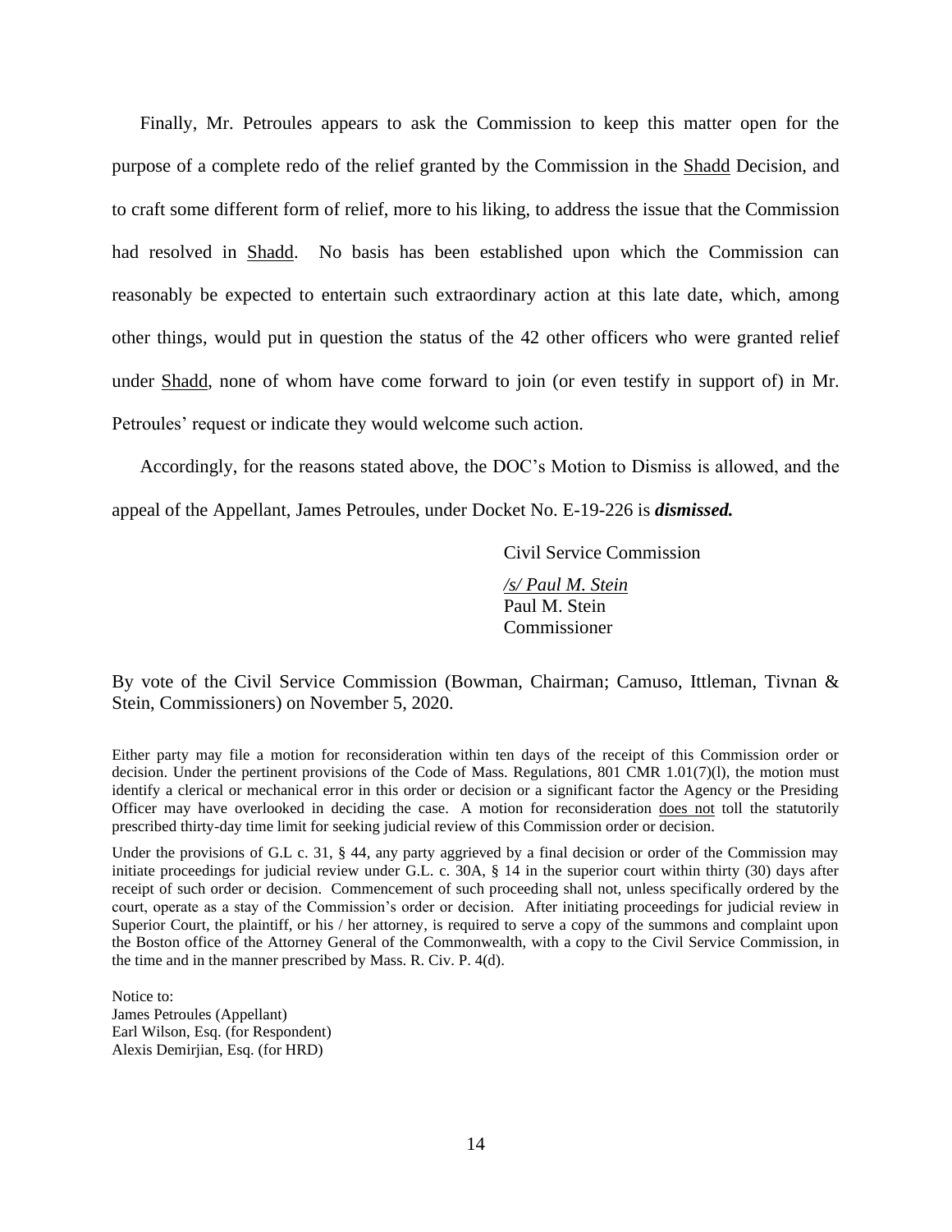Finally, Mr. Petroules appears to ask the Commission to keep this matter open for the purpose of a complete redo of the relief granted by the Commission in the Shadd Decision, and to craft some different form of relief, more to his liking, to address the issue that the Commission had resolved in Shadd. No basis has been established upon which the Commission can reasonably be expected to entertain such extraordinary action at this late date, which, among other things, would put in question the status of the 42 other officers who were granted relief under Shadd, none of whom have come forward to join (or even testify in support of) in Mr. Petroules' request or indicate they would welcome such action.

Accordingly, for the reasons stated above, the DOC's Motion to Dismiss is allowed, and the appeal of the Appellant, James Petroules, under Docket No. E-19-226 is ***dismissed.***

Civil Service Commission

*/s/ Paul M. Stein*
Paul M. Stein
Commissioner

By vote of the Civil Service Commission (Bowman, Chairman; Camuso, Ittleman, Tivnan & Stein, Commissioners) on November 5, 2020.

Either party may file a motion for reconsideration within ten days of the receipt of this Commission order or decision. Under the pertinent provisions of the Code of Mass. Regulations, 801 CMR 1.01(7)(l), the motion must identify a clerical or mechanical error in this order or decision or a significant factor the Agency or the Presiding Officer may have overlooked in deciding the case. A motion for reconsideration does not toll the statutorily prescribed thirty-day time limit for seeking judicial review of this Commission order or decision.

Under the provisions of G.L c. 31, § 44, any party aggrieved by a final decision or order of the Commission may initiate proceedings for judicial review under G.L. c. 30A, § 14 in the superior court within thirty (30) days after receipt of such order or decision. Commencement of such proceeding shall not, unless specifically ordered by the court, operate as a stay of the Commission's order or decision. After initiating proceedings for judicial review in Superior Court, the plaintiff, or his / her attorney, is required to serve a copy of the summons and complaint upon the Boston office of the Attorney General of the Commonwealth, with a copy to the Civil Service Commission, in the time and in the manner prescribed by Mass. R. Civ. P. 4(d).

Notice to:
James Petroules (Appellant)
Earl Wilson, Esq. (for Respondent)
Alexis Demirjian, Esq. (for HRD)